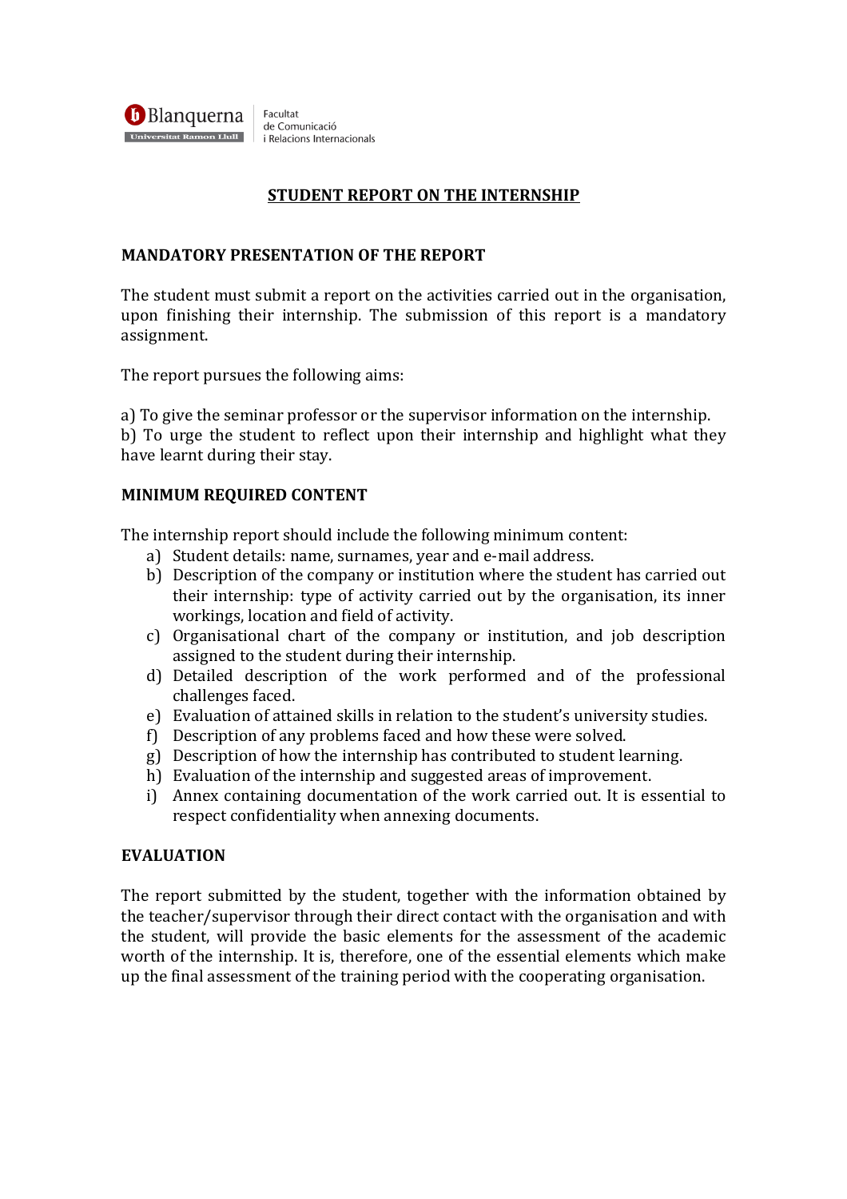Blanquerna Universitat Ramon Llull | Facultat de Comunicació i Relacions Internacionals

# STUDENT REPORT ON THE INTERNSHIP

## MANDATORY PRESENTATION OF THE REPORT

The student must submit a report on the activities carried out in the organisation, upon finishing their internship. The submission of this report is a mandatory assignment.

The report pursues the following aims:

a) To give the seminar professor or the supervisor information on the internship.
b) To urge the student to reflect upon their internship and highlight what they have learnt during their stay.

## MINIMUM REQUIRED CONTENT

The internship report should include the following minimum content:

a) Student details: name, surnames, year and e-mail address.
b) Description of the company or institution where the student has carried out their internship: type of activity carried out by the organisation, its inner workings, location and field of activity.
c) Organisational chart of the company or institution, and job description assigned to the student during their internship.
d) Detailed description of the work performed and of the professional challenges faced.
e) Evaluation of attained skills in relation to the student's university studies.
f) Description of any problems faced and how these were solved.
g) Description of how the internship has contributed to student learning.
h) Evaluation of the internship and suggested areas of improvement.
i) Annex containing documentation of the work carried out. It is essential to respect confidentiality when annexing documents.

## EVALUATION

The report submitted by the student, together with the information obtained by the teacher/supervisor through their direct contact with the organisation and with the student, will provide the basic elements for the assessment of the academic worth of the internship. It is, therefore, one of the essential elements which make up the final assessment of the training period with the cooperating organisation.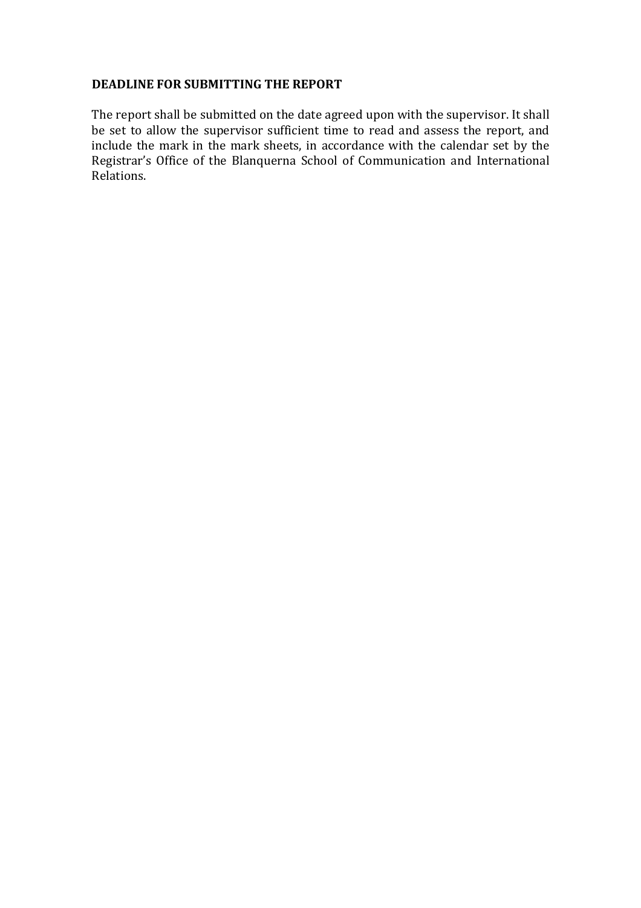**DEADLINE FOR SUBMITTING THE REPORT**

The report shall be submitted on the date agreed upon with the supervisor. It shall be set to allow the supervisor sufficient time to read and assess the report, and include the mark in the mark sheets, in accordance with the calendar set by the Registrar's Office of the Blanquerna School of Communication and International Relations.